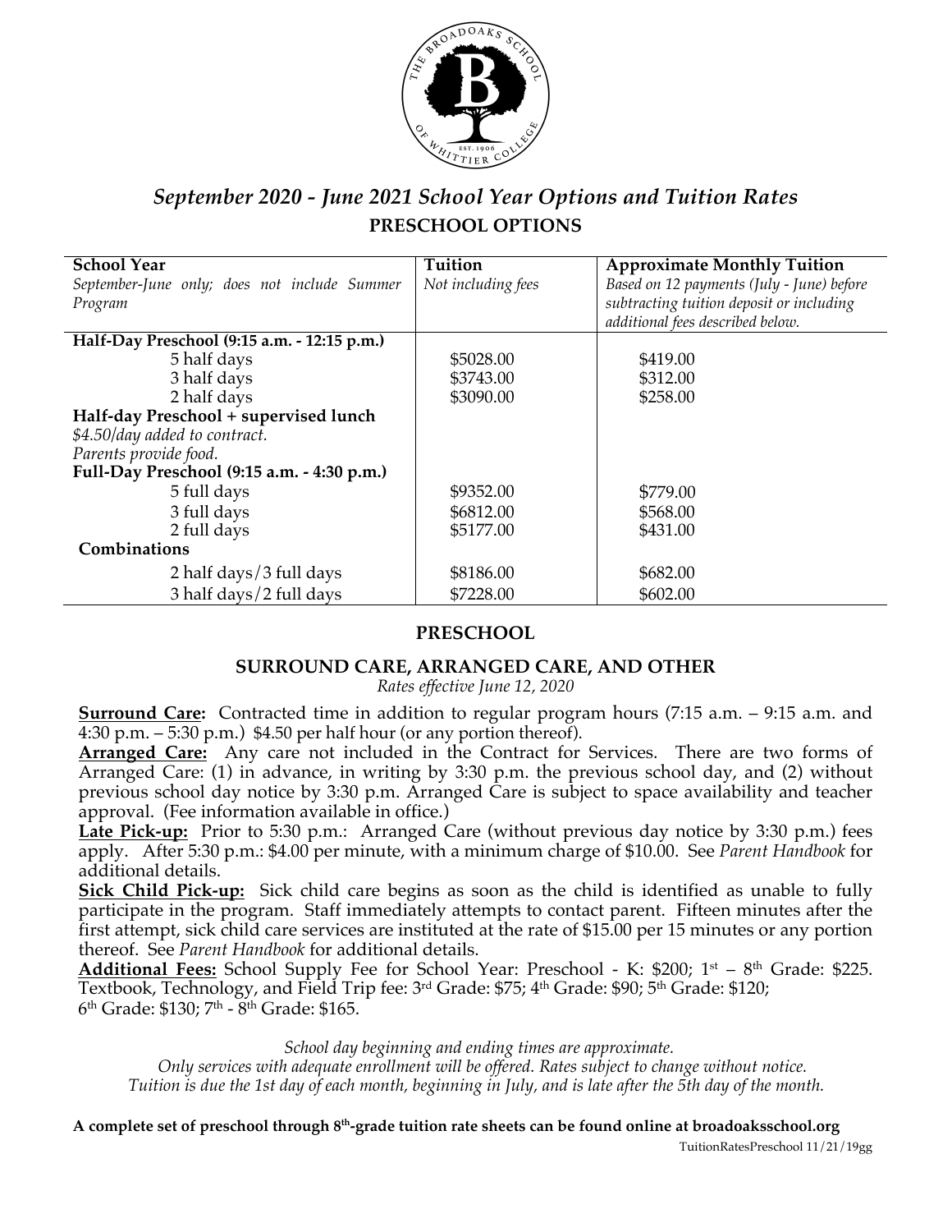# *September 2020 - June 2021 School Year Options and Tuition Rates*

## PRESCHOOL OPTIONS

| **School Year** *September-June only; does not include Summer Program* | **Tuition** *Not including fees* | **Approximate Monthly Tuition** *Based on 12 payments (July - June) before subtracting tuition deposit or including additional fees described below.* |
|---|---|---|
| **Half-Day Preschool (9:15 a.m. - 12:15 p.m.)** | | |
| 5 half days | \$5028.00 | \$419.00 |
| 3 half days | \$3743.00 | \$312.00 |
| 2 half days | \$3090.00 | \$258.00 |
| **Half-day Preschool + supervised lunch** *\$4.50/day added to contract. Parents provide food.* | | |
| **Full-Day Preschool (9:15 a.m. - 4:30 p.m.)** | | |
| 5 full days | \$9352.00 | \$779.00 |
| 3 full days | \$6812.00 | \$568.00 |
| 2 full days | \$5177.00 | \$431.00 |
| **Combinations** | | |
| 2 half days/3 full days | \$8186.00 | \$682.00 |
| 3 half days/2 full days | \$7228.00 | \$602.00 |

## PRESCHOOL

### SURROUND CARE, ARRANGED CARE, AND OTHER

*Rates effective June 12, 2020*

**Surround Care:** Contracted time in addition to regular program hours (7:15 a.m. – 9:15 a.m. and 4:30 p.m. – 5:30 p.m.) \$4.50 per half hour (or any portion thereof).

**Arranged Care:** Any care not included in the Contract for Services. There are two forms of Arranged Care: (1) in advance, in writing by 3:30 p.m. the previous school day, and (2) without previous school day notice by 3:30 p.m. Arranged Care is subject to space availability and teacher approval. (Fee information available in office.)

**Late Pick-up:** Prior to 5:30 p.m.: Arranged Care (without previous day notice by 3:30 p.m.) fees apply. After 5:30 p.m.: \$4.00 per minute, with a minimum charge of \$10.00. See *Parent Handbook* for additional details.

**Sick Child Pick-up:** Sick child care begins as soon as the child is identified as unable to fully participate in the program. Staff immediately attempts to contact parent. Fifteen minutes after the first attempt, sick child care services are instituted at the rate of \$15.00 per 15 minutes or any portion thereof. See *Parent Handbook* for additional details.

**Additional Fees:** School Supply Fee for School Year: Preschool - K: \$200; 1st – 8th Grade: \$225. Textbook, Technology, and Field Trip fee: 3rd Grade: \$75; 4th Grade: \$90; 5th Grade: \$120; 6th Grade: \$130; 7th - 8th Grade: \$165.

*School day beginning and ending times are approximate.*
*Only services with adequate enrollment will be offered. Rates subject to change without notice.*
*Tuition is due the 1st day of each month, beginning in July, and is late after the 5th day of the month.*

**A complete set of preschool through 8th-grade tuition rate sheets can be found online at broadoaksschool.org**

TuitionRatesPreschool 11/21/19gg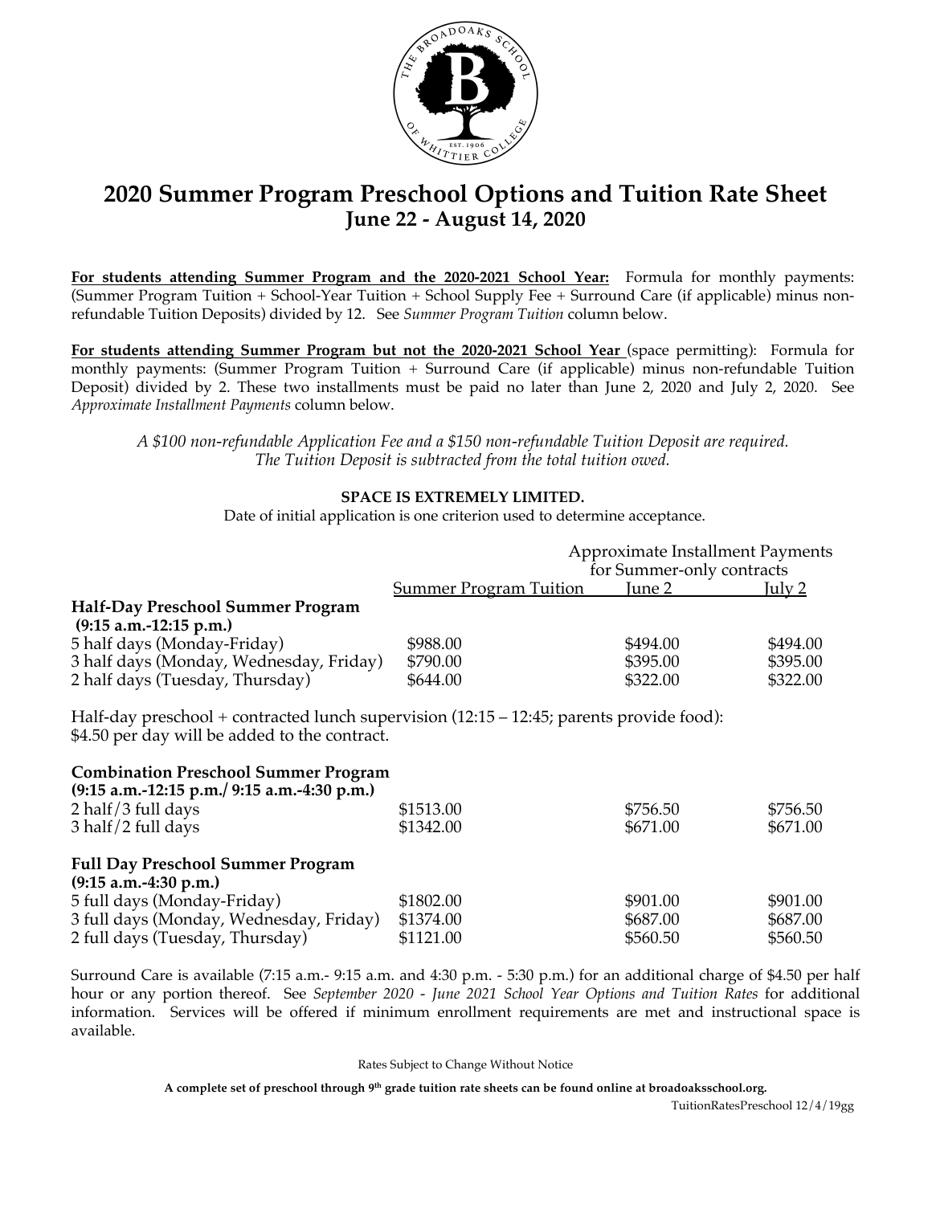# 2020 Summer Program Preschool Options and Tuition Rate Sheet

## June 22 - August 14, 2020

**For students attending Summer Program and the 2020-2021 School Year:** Formula for monthly payments: (Summer Program Tuition + School-Year Tuition + School Supply Fee + Surround Care (if applicable) minus non-refundable Tuition Deposits) divided by 12. See *Summer Program Tuition* column below.

**For students attending Summer Program but not the 2020-2021 School Year** (space permitting): Formula for monthly payments: (Summer Program Tuition + Surround Care (if applicable) minus non-refundable Tuition Deposit) divided by 2. These two installments must be paid no later than June 2, 2020 and July 2, 2020. See *Approximate Installment Payments* column below.

*A $100 non-refundable Application Fee and a $150 non-refundable Tuition Deposit are required.*
*The Tuition Deposit is subtracted from the total tuition owed.*

**SPACE IS EXTREMELY LIMITED.**

Date of initial application is one criterion used to determine acceptance.

| | | Approximate Installment Payments for Summer-only contracts | |
|---|---|---|---|
| | Summer Program Tuition | June 2 | July 2 |
| **Half-Day Preschool Summer Program (9:15 a.m.-12:15 p.m.)** | | | |
| 5 half days (Monday-Friday) | $988.00 | $494.00 | $494.00 |
| 3 half days (Monday, Wednesday, Friday) | $790.00 | $395.00 | $395.00 |
| 2 half days (Tuesday, Thursday) | $644.00 | $322.00 | $322.00 |

Half-day preschool + contracted lunch supervision (12:15 – 12:45; parents provide food): $4.50 per day will be added to the contract.

| | | | |
|---|---|---|---|
| **Combination Preschool Summer Program (9:15 a.m.-12:15 p.m./ 9:15 a.m.-4:30 p.m.)** | | | |
| 2 half/3 full days | $1513.00 | $756.50 | $756.50 |
| 3 half/2 full days | $1342.00 | $671.00 | $671.00 |
| **Full Day Preschool Summer Program (9:15 a.m.-4:30 p.m.)** | | | |
| 5 full days (Monday-Friday) | $1802.00 | $901.00 | $901.00 |
| 3 full days (Monday, Wednesday, Friday) | $1374.00 | $687.00 | $687.00 |
| 2 full days (Tuesday, Thursday) | $1121.00 | $560.50 | $560.50 |

Surround Care is available (7:15 a.m.- 9:15 a.m. and 4:30 p.m. - 5:30 p.m.) for an additional charge of $4.50 per half hour or any portion thereof. See *September 2020 - June 2021 School Year Options and Tuition Rates* for additional information. Services will be offered if minimum enrollment requirements are met and instructional space is available.

Rates Subject to Change Without Notice

**A complete set of preschool through 9th grade tuition rate sheets can be found online at broadoaksschool.org.**

TuitionRatesPreschool 12/4/19gg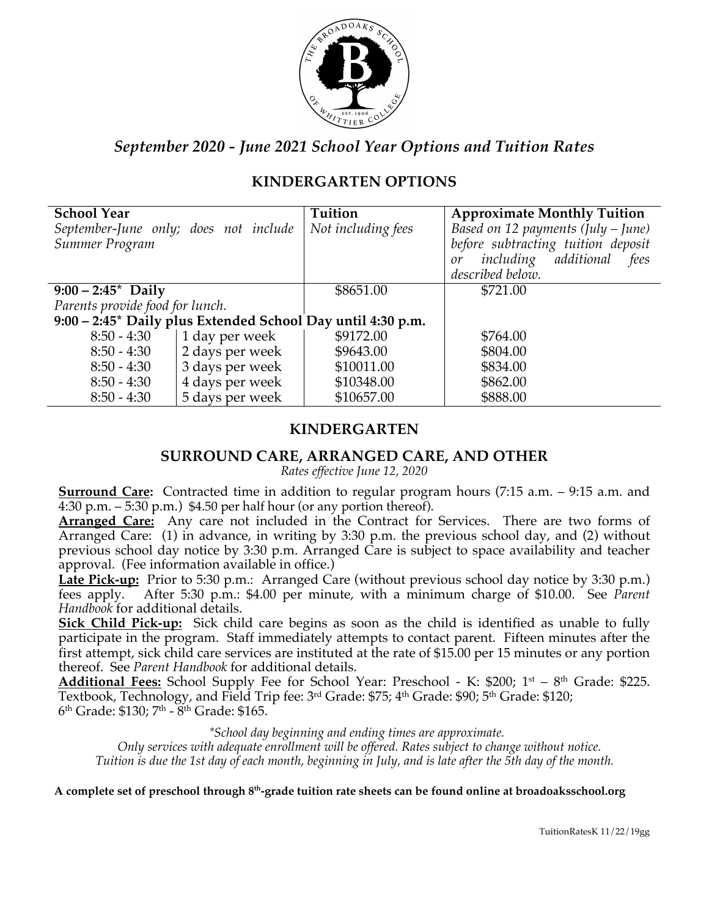# *September 2020 - June 2021 School Year Options and Tuition Rates*

## KINDERGARTEN OPTIONS

| **School Year**<br>*September-June only; does not include Summer Program* | | **Tuition**<br>*Not including fees* | **Approximate Monthly Tuition**<br>*Based on 12 payments (July – June) before subtracting tuition deposit or including additional fees described below.* |
|---|---|---|---|
| **9:00 – 2:45*  Daily**<br>*Parents provide food for lunch.* | | $8651.00 | $721.00 |
| **9:00 – 2:45* Daily plus Extended School Day until 4:30 p.m.** | | | |
| 8:50 - 4:30 | 1 day per week | $9172.00 | $764.00 |
| 8:50 - 4:30 | 2 days per week | $9643.00 | $804.00 |
| 8:50 - 4:30 | 3 days per week | $10011.00 | $834.00 |
| 8:50 - 4:30 | 4 days per week | $10348.00 | $862.00 |
| 8:50 - 4:30 | 5 days per week | $10657.00 | $888.00 |

## KINDERGARTEN

## SURROUND CARE, ARRANGED CARE, AND OTHER

*Rates effective June 12, 2020*

**Surround Care:** Contracted time in addition to regular program hours (7:15 a.m. – 9:15 a.m. and 4:30 p.m. – 5:30 p.m.) $4.50 per half hour (or any portion thereof).

**Arranged Care:** Any care not included in the Contract for Services. There are two forms of Arranged Care: (1) in advance, in writing by 3:30 p.m. the previous school day, and (2) without previous school day notice by 3:30 p.m. Arranged Care is subject to space availability and teacher approval. (Fee information available in office.)

**Late Pick-up:** Prior to 5:30 p.m.: Arranged Care (without previous school day notice by 3:30 p.m.) fees apply. After 5:30 p.m.: $4.00 per minute, with a minimum charge of $10.00. See *Parent Handbook* for additional details.

**Sick Child Pick-up:** Sick child care begins as soon as the child is identified as unable to fully participate in the program. Staff immediately attempts to contact parent. Fifteen minutes after the first attempt, sick child care services are instituted at the rate of $15.00 per 15 minutes or any portion thereof. See *Parent Handbook* for additional details.

**Additional Fees:** School Supply Fee for School Year: Preschool - K: $200; 1st – 8th Grade: $225. Textbook, Technology, and Field Trip fee: 3rd Grade: $75; 4th Grade: $90; 5th Grade: $120; 6th Grade: $130; 7th - 8th Grade: $165.

*\*School day beginning and ending times are approximate.*
*Only services with adequate enrollment will be offered. Rates subject to change without notice.*
*Tuition is due the 1st day of each month, beginning in July, and is late after the 5th day of the month.*

**A complete set of preschool through 8th-grade tuition rate sheets can be found online at broadoaksschool.org**

TuitionRatesK 11/22/19gg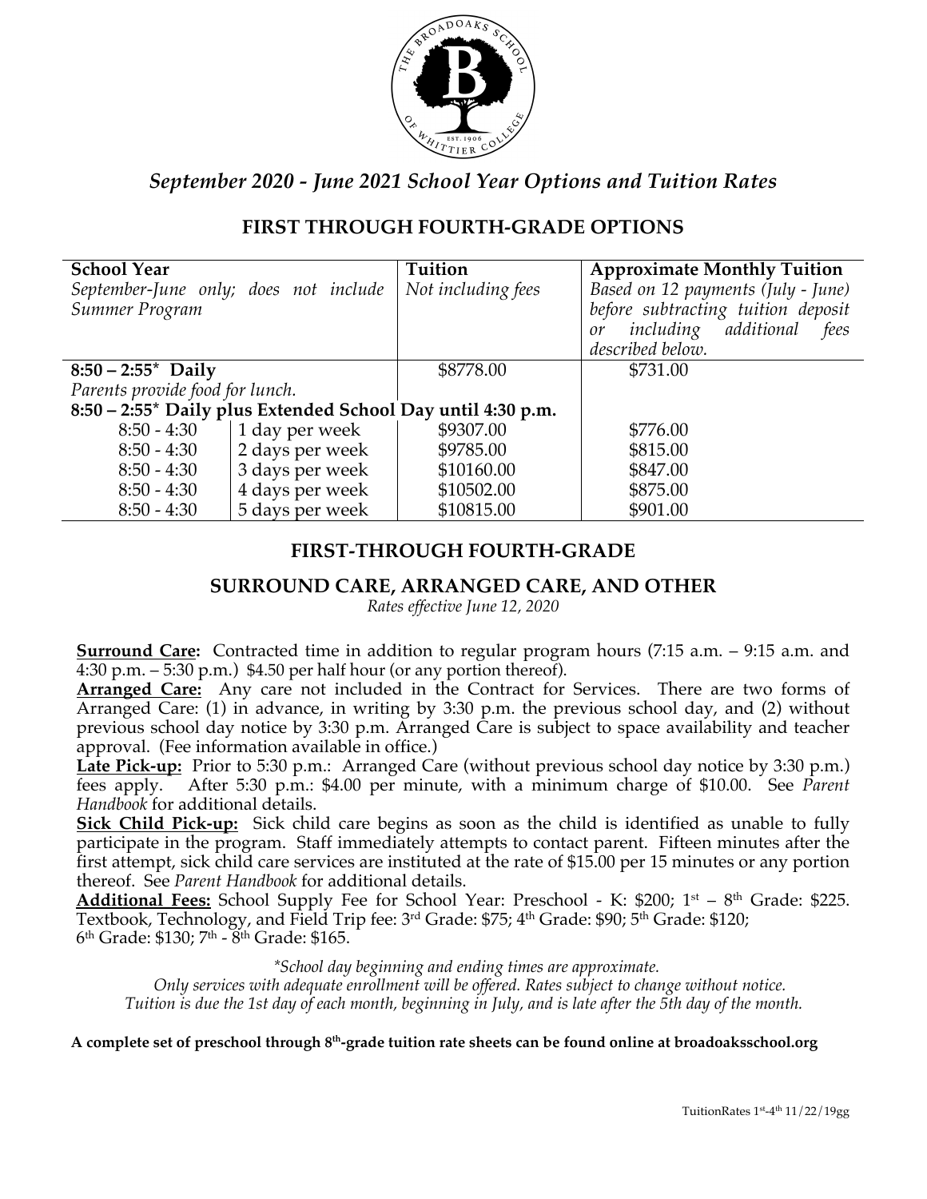# September 2020 - June 2021 School Year Options and Tuition Rates

## FIRST THROUGH FOURTH-GRADE OPTIONS

| **School Year** *September-June only; does not include Summer Program* | | **Tuition** *Not including fees* | **Approximate Monthly Tuition** *Based on 12 payments (July - June) before subtracting tuition deposit or including additional fees described below.* |
|---|---|---|---|
| **8:50 – 2:55\* Daily** *Parents provide food for lunch.* | | $8778.00 | $731.00 |
| **8:50 – 2:55\* Daily plus Extended School Day until 4:30 p.m.** | | | |
| 8:50 - 4:30 | 1 day per week | $9307.00 | $776.00 |
| 8:50 - 4:30 | 2 days per week | $9785.00 | $815.00 |
| 8:50 - 4:30 | 3 days per week | $10160.00 | $847.00 |
| 8:50 - 4:30 | 4 days per week | $10502.00 | $875.00 |
| 8:50 - 4:30 | 5 days per week | $10815.00 | $901.00 |

## FIRST-THROUGH FOURTH-GRADE

## SURROUND CARE, ARRANGED CARE, AND OTHER

*Rates effective June 12, 2020*

**Surround Care:** Contracted time in addition to regular program hours (7:15 a.m. – 9:15 a.m. and 4:30 p.m. – 5:30 p.m.) $4.50 per half hour (or any portion thereof).

**Arranged Care:** Any care not included in the Contract for Services. There are two forms of Arranged Care: (1) in advance, in writing by 3:30 p.m. the previous school day, and (2) without previous school day notice by 3:30 p.m. Arranged Care is subject to space availability and teacher approval. (Fee information available in office.)

**Late Pick-up:** Prior to 5:30 p.m.: Arranged Care (without previous school day notice by 3:30 p.m.) fees apply. After 5:30 p.m.: $4.00 per minute, with a minimum charge of $10.00. See *Parent Handbook* for additional details.

**Sick Child Pick-up:** Sick child care begins as soon as the child is identified as unable to fully participate in the program. Staff immediately attempts to contact parent. Fifteen minutes after the first attempt, sick child care services are instituted at the rate of $15.00 per 15 minutes or any portion thereof. See *Parent Handbook* for additional details.

**Additional Fees:** School Supply Fee for School Year: Preschool - K: $200; 1st – 8th Grade: $225. Textbook, Technology, and Field Trip fee: 3rd Grade: $75; 4th Grade: $90; 5th Grade: $120; 6th Grade: $130; 7th - 8th Grade: $165.

*\*School day beginning and ending times are approximate.*
*Only services with adequate enrollment will be offered. Rates subject to change without notice.*
*Tuition is due the 1st day of each month, beginning in July, and is late after the 5th day of the month.*

**A complete set of preschool through 8th-grade tuition rate sheets can be found online at broadoaksschool.org**

TuitionRates 1st-4th 11/22/19gg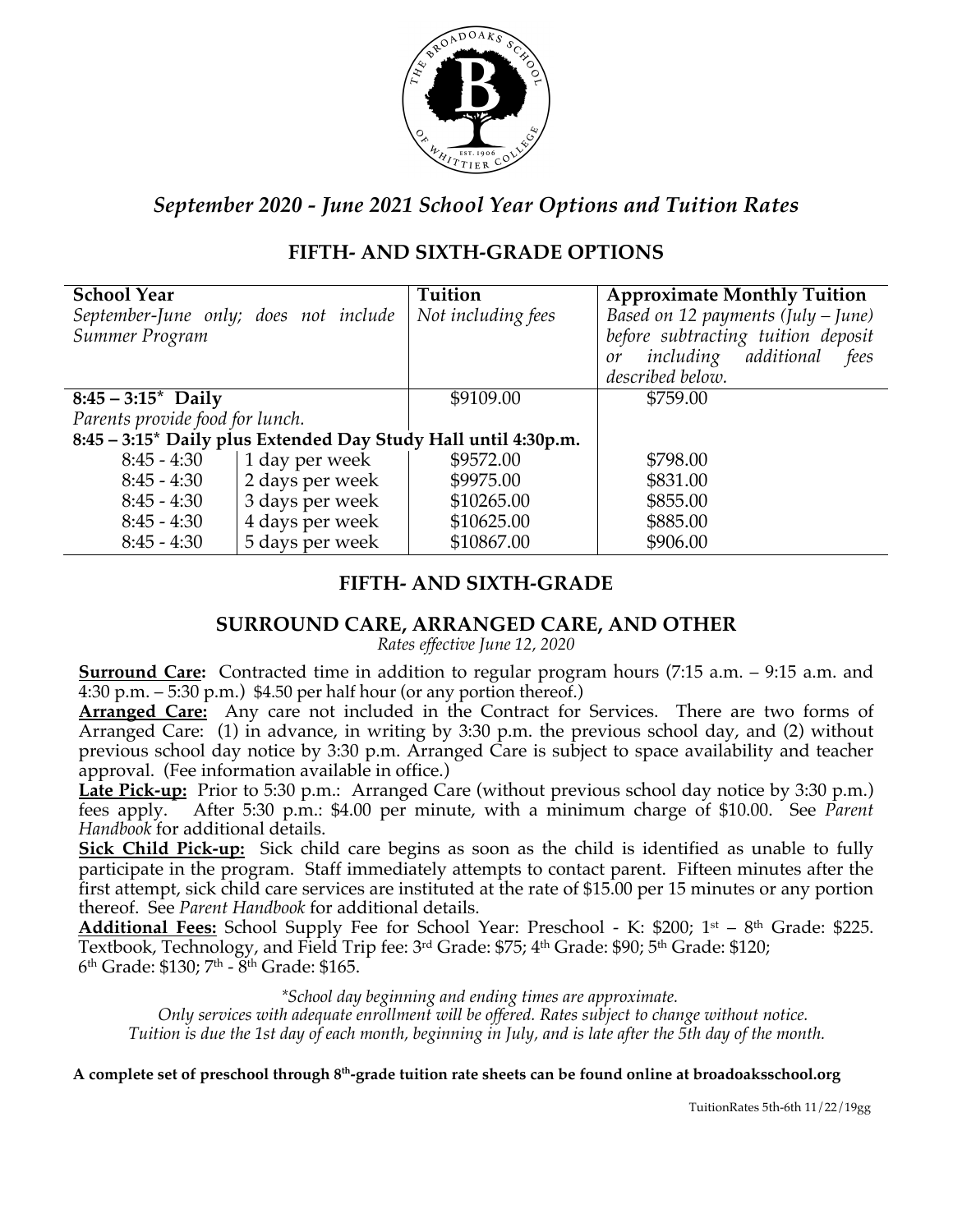# *September 2020 - June 2021 School Year Options and Tuition Rates*

## FIFTH- AND SIXTH-GRADE OPTIONS

| **School Year**<br>*September-June only; does not include Summer Program* | | **Tuition**<br>*Not including fees* | **Approximate Monthly Tuition**<br>*Based on 12 payments (July – June) before subtracting tuition deposit or including additional fees described below.* |
|---|---|---|---|
| **8:45 – 3:15* Daily**<br>*Parents provide food for lunch.* | | $9109.00 | $759.00 |
| **8:45 – 3:15* Daily plus Extended Day Study Hall until 4:30p.m.** | | | |
| 8:45 - 4:30 | 1 day per week | $9572.00 | $798.00 |
| 8:45 - 4:30 | 2 days per week | $9975.00 | $831.00 |
| 8:45 - 4:30 | 3 days per week | $10265.00 | $855.00 |
| 8:45 - 4:30 | 4 days per week | $10625.00 | $885.00 |
| 8:45 - 4:30 | 5 days per week | $10867.00 | $906.00 |

## FIFTH- AND SIXTH-GRADE

### SURROUND CARE, ARRANGED CARE, AND OTHER

*Rates effective June 12, 2020*

**Surround Care:** Contracted time in addition to regular program hours (7:15 a.m. – 9:15 a.m. and 4:30 p.m. – 5:30 p.m.) $4.50 per half hour (or any portion thereof.)

**Arranged Care:** Any care not included in the Contract for Services. There are two forms of Arranged Care: (1) in advance, in writing by 3:30 p.m. the previous school day, and (2) without previous school day notice by 3:30 p.m. Arranged Care is subject to space availability and teacher approval. (Fee information available in office.)

**Late Pick-up:** Prior to 5:30 p.m.: Arranged Care (without previous school day notice by 3:30 p.m.) fees apply. After 5:30 p.m.: $4.00 per minute, with a minimum charge of $10.00. See *Parent Handbook* for additional details.

**Sick Child Pick-up:** Sick child care begins as soon as the child is identified as unable to fully participate in the program. Staff immediately attempts to contact parent. Fifteen minutes after the first attempt, sick child care services are instituted at the rate of $15.00 per 15 minutes or any portion thereof. See *Parent Handbook* for additional details.

**Additional Fees:** School Supply Fee for School Year: Preschool - K: $200; 1st – 8th Grade: $225. Textbook, Technology, and Field Trip fee: 3rd Grade: $75; 4th Grade: $90; 5th Grade: $120; 6th Grade: $130; 7th - 8th Grade: $165.

*\*School day beginning and ending times are approximate.*
*Only services with adequate enrollment will be offered. Rates subject to change without notice.*
*Tuition is due the 1st day of each month, beginning in July, and is late after the 5th day of the month.*

**A complete set of preschool through 8th-grade tuition rate sheets can be found online at broadoaksschool.org**

TuitionRates 5th-6th 11/22/19gg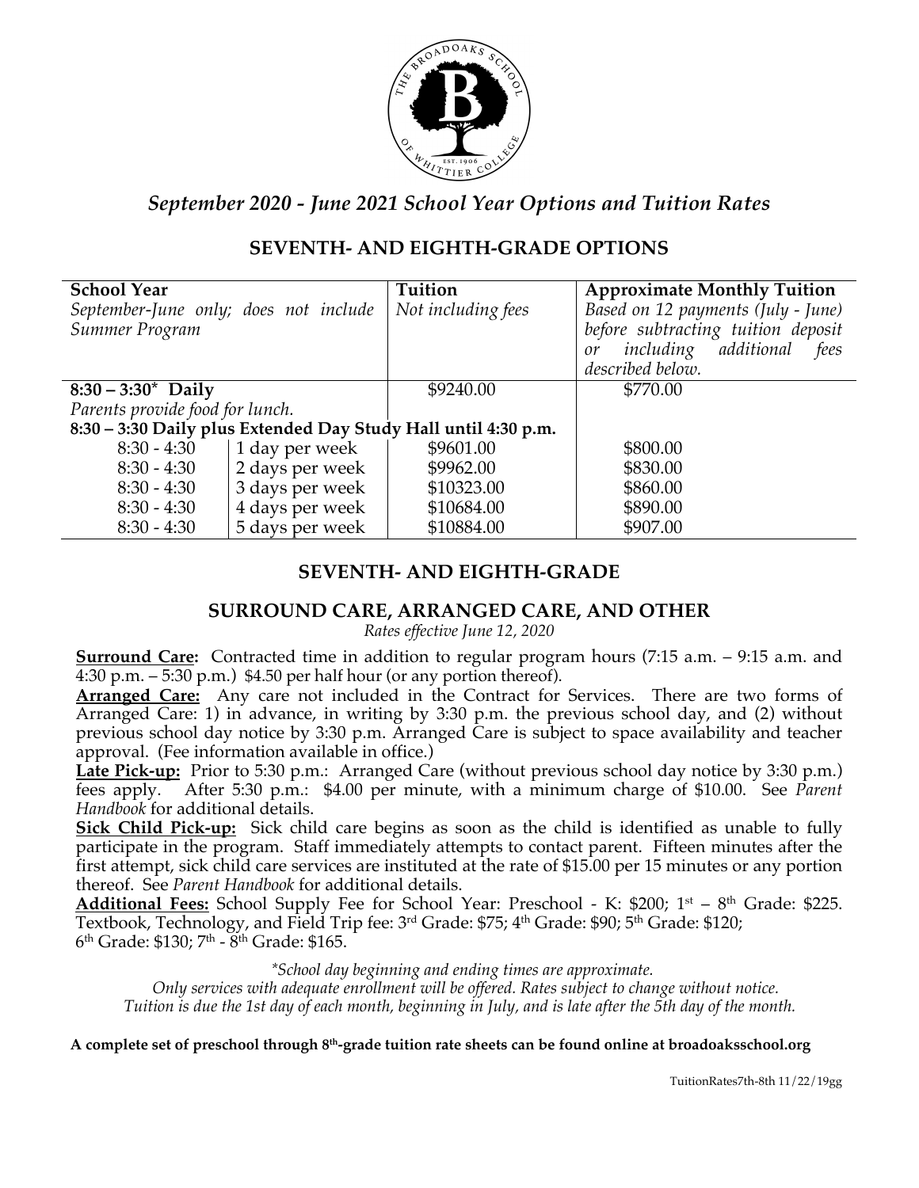# *September 2020 - June 2021 School Year Options and Tuition Rates*

## SEVENTH- AND EIGHTH-GRADE OPTIONS

| **School Year**<br>*September-June only; does not include Summer Program* | | **Tuition**<br>*Not including fees* | **Approximate Monthly Tuition**<br>*Based on 12 payments (July - June) before subtracting tuition deposit or including additional fees described below.* |
|---|---|---|---|
| **8:30 – 3:30\* Daily**<br>*Parents provide food for lunch.* | | $9240.00 | $770.00 |
| **8:30 – 3:30 Daily plus Extended Day Study Hall until 4:30 p.m.** | | | |
| 8:30 - 4:30 | 1 day per week | $9601.00 | $800.00 |
| 8:30 - 4:30 | 2 days per week | $9962.00 | $830.00 |
| 8:30 - 4:30 | 3 days per week | $10323.00 | $860.00 |
| 8:30 - 4:30 | 4 days per week | $10684.00 | $890.00 |
| 8:30 - 4:30 | 5 days per week | $10884.00 | $907.00 |

## SEVENTH- AND EIGHTH-GRADE

## SURROUND CARE, ARRANGED CARE, AND OTHER

*Rates effective June 12, 2020*

**Surround Care:** Contracted time in addition to regular program hours (7:15 a.m. – 9:15 a.m. and 4:30 p.m. – 5:30 p.m.) $4.50 per half hour (or any portion thereof).

**Arranged Care:** Any care not included in the Contract for Services. There are two forms of Arranged Care: 1) in advance, in writing by 3:30 p.m. the previous school day, and (2) without previous school day notice by 3:30 p.m. Arranged Care is subject to space availability and teacher approval. (Fee information available in office.)

**Late Pick-up:** Prior to 5:30 p.m.: Arranged Care (without previous school day notice by 3:30 p.m.) fees apply. After 5:30 p.m.: $4.00 per minute, with a minimum charge of $10.00. See *Parent Handbook* for additional details.

**Sick Child Pick-up:** Sick child care begins as soon as the child is identified as unable to fully participate in the program. Staff immediately attempts to contact parent. Fifteen minutes after the first attempt, sick child care services are instituted at the rate of $15.00 per 15 minutes or any portion thereof. See *Parent Handbook* for additional details.

**Additional Fees:** School Supply Fee for School Year: Preschool - K: $200; 1st – 8th Grade: $225. Textbook, Technology, and Field Trip fee: 3rd Grade: $75; 4th Grade: $90; 5th Grade: $120; 6th Grade: $130; 7th - 8th Grade: $165.

*\*School day beginning and ending times are approximate.*
*Only services with adequate enrollment will be offered. Rates subject to change without notice.*
*Tuition is due the 1st day of each month, beginning in July, and is late after the 5th day of the month.*

**A complete set of preschool through 8th-grade tuition rate sheets can be found online at broadoaksschool.org**

TuitionRates7th-8th 11/22/19gg